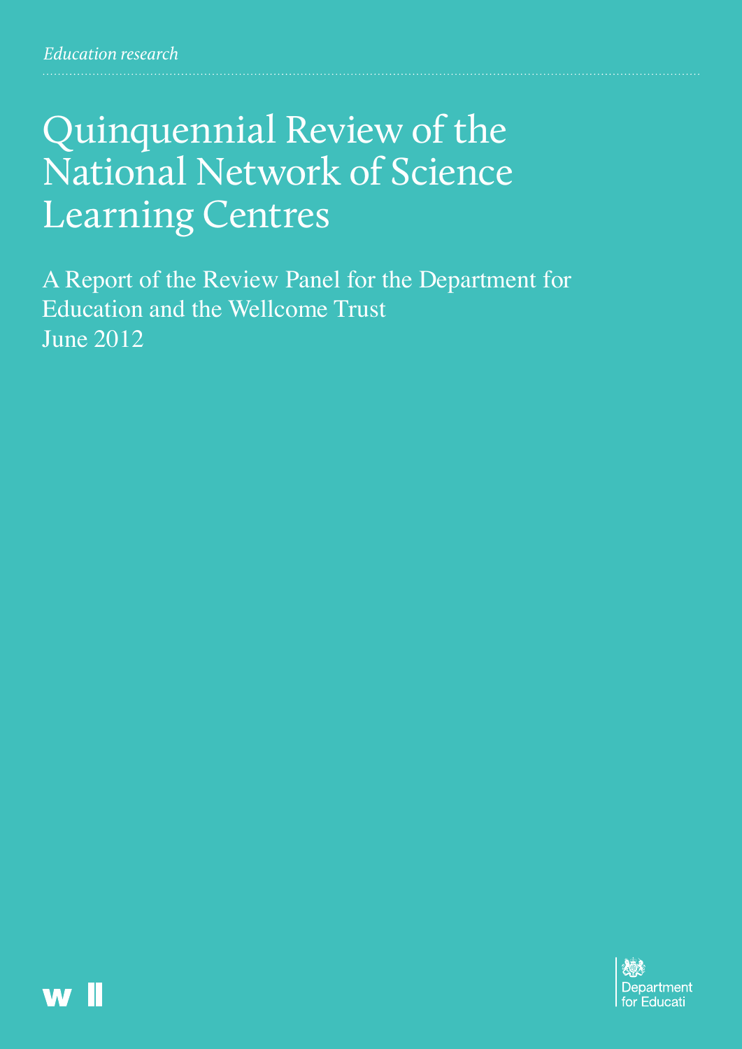*Education research*

# Quinquennial Review of the National Network of Science Learning Centres

A Report of the Review Panel for the Department for Education and the Wellcome Trust
June 2012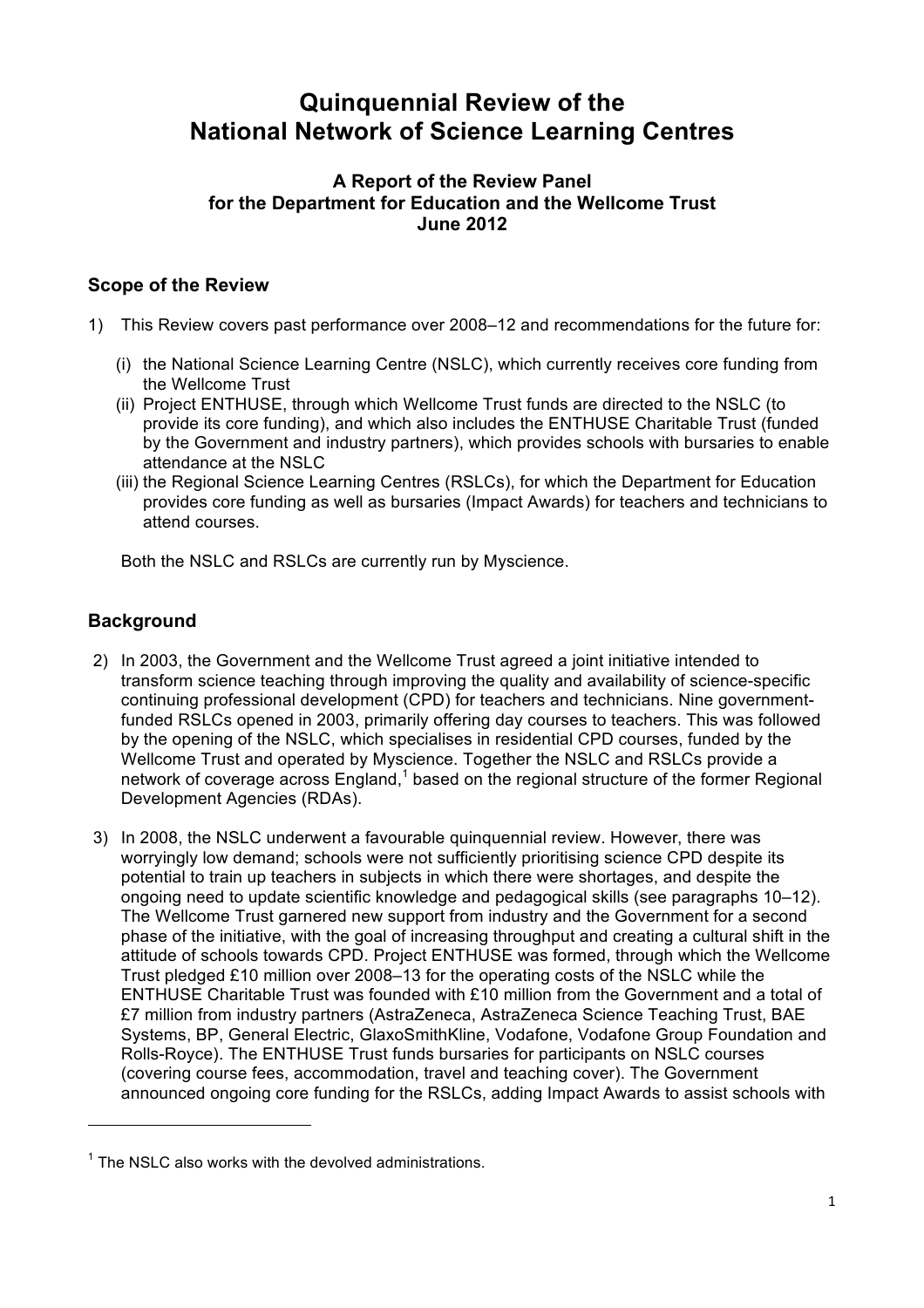# Quinquennial Review of the National Network of Science Learning Centres

### A Report of the Review Panel for the Department for Education and the Wellcome Trust June 2012

## Scope of the Review

1) This Review covers past performance over 2008–12 and recommendations for the future for:

   (i) the National Science Learning Centre (NSLC), which currently receives core funding from the Wellcome Trust
   
   (ii) Project ENTHUSE, through which Wellcome Trust funds are directed to the NSLC (to provide its core funding), and which also includes the ENTHUSE Charitable Trust (funded by the Government and industry partners), which provides schools with bursaries to enable attendance at the NSLC
   
   (iii) the Regional Science Learning Centres (RSLCs), for which the Department for Education provides core funding as well as bursaries (Impact Awards) for teachers and technicians to attend courses.

   Both the NSLC and RSLCs are currently run by Myscience.

## Background

2) In 2003, the Government and the Wellcome Trust agreed a joint initiative intended to transform science teaching through improving the quality and availability of science-specific continuing professional development (CPD) for teachers and technicians. Nine government-funded RSLCs opened in 2003, primarily offering day courses to teachers. This was followed by the opening of the NSLC, which specialises in residential CPD courses, funded by the Wellcome Trust and operated by Myscience. Together the NSLC and RSLCs provide a network of coverage across England,[1] based on the regional structure of the former Regional Development Agencies (RDAs).

3) In 2008, the NSLC underwent a favourable quinquennial review. However, there was worryingly low demand; schools were not sufficiently prioritising science CPD despite its potential to train up teachers in subjects in which there were shortages, and despite the ongoing need to update scientific knowledge and pedagogical skills (see paragraphs 10–12). The Wellcome Trust garnered new support from industry and the Government for a second phase of the initiative, with the goal of increasing throughput and creating a cultural shift in the attitude of schools towards CPD. Project ENTHUSE was formed, through which the Wellcome Trust pledged £10 million over 2008–13 for the operating costs of the NSLC while the ENTHUSE Charitable Trust was founded with £10 million from the Government and a total of £7 million from industry partners (AstraZeneca, AstraZeneca Science Teaching Trust, BAE Systems, BP, General Electric, GlaxoSmithKline, Vodafone, Vodafone Group Foundation and Rolls-Royce). The ENTHUSE Trust funds bursaries for participants on NSLC courses (covering course fees, accommodation, travel and teaching cover). The Government announced ongoing core funding for the RSLCs, adding Impact Awards to assist schools with

---

[1] The NSLC also works with the devolved administrations.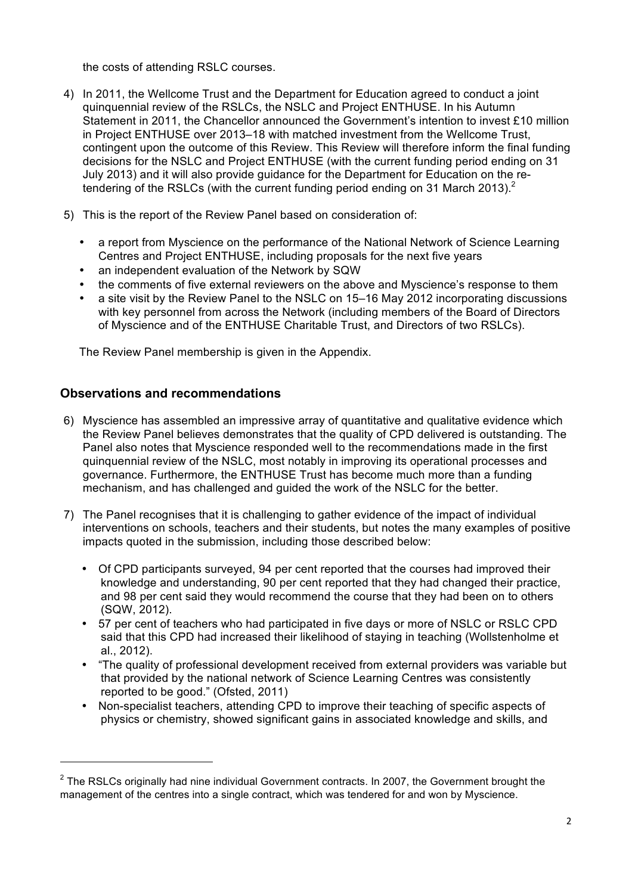the costs of attending RSLC courses.

4) In 2011, the Wellcome Trust and the Department for Education agreed to conduct a joint quinquennial review of the RSLCs, the NSLC and Project ENTHUSE. In his Autumn Statement in 2011, the Chancellor announced the Government's intention to invest £10 million in Project ENTHUSE over 2013–18 with matched investment from the Wellcome Trust, contingent upon the outcome of this Review. This Review will therefore inform the final funding decisions for the NSLC and Project ENTHUSE (with the current funding period ending on 31 July 2013) and it will also provide guidance for the Department for Education on the re-tendering of the RSLCs (with the current funding period ending on 31 March 2013).[2]

5) This is the report of the Review Panel based on consideration of:

   - a report from Myscience on the performance of the National Network of Science Learning Centres and Project ENTHUSE, including proposals for the next five years
   - an independent evaluation of the Network by SQW
   - the comments of five external reviewers on the above and Myscience's response to them
   - a site visit by the Review Panel to the NSLC on 15–16 May 2012 incorporating discussions with key personnel from across the Network (including members of the Board of Directors of Myscience and of the ENTHUSE Charitable Trust, and Directors of two RSLCs).

   The Review Panel membership is given in the Appendix.

## Observations and recommendations

6) Myscience has assembled an impressive array of quantitative and qualitative evidence which the Review Panel believes demonstrates that the quality of CPD delivered is outstanding. The Panel also notes that Myscience responded well to the recommendations made in the first quinquennial review of the NSLC, most notably in improving its operational processes and governance. Furthermore, the ENTHUSE Trust has become much more than a funding mechanism, and has challenged and guided the work of the NSLC for the better.

7) The Panel recognises that it is challenging to gather evidence of the impact of individual interventions on schools, teachers and their students, but notes the many examples of positive impacts quoted in the submission, including those described below:

   - Of CPD participants surveyed, 94 per cent reported that the courses had improved their knowledge and understanding, 90 per cent reported that they had changed their practice, and 98 per cent said they would recommend the course that they had been on to others (SQW, 2012).
   - 57 per cent of teachers who had participated in five days or more of NSLC or RSLC CPD said that this CPD had increased their likelihood of staying in teaching (Wollstenholme et al., 2012).
   - "The quality of professional development received from external providers was variable but that provided by the national network of Science Learning Centres was consistently reported to be good." (Ofsted, 2011)
   - Non-specialist teachers, attending CPD to improve their teaching of specific aspects of physics or chemistry, showed significant gains in associated knowledge and skills, and

---

[2] The RSLCs originally had nine individual Government contracts. In 2007, the Government brought the management of the centres into a single contract, which was tendered for and won by Myscience.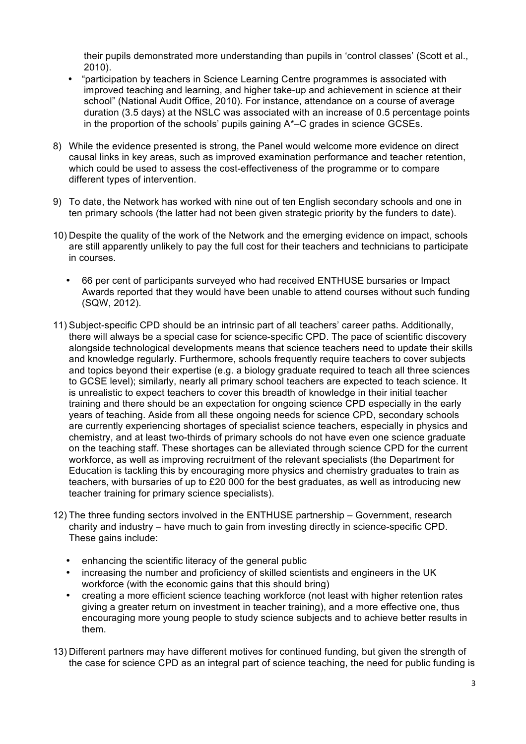their pupils demonstrated more understanding than pupils in 'control classes' (Scott et al., 2010).

- "participation by teachers in Science Learning Centre programmes is associated with improved teaching and learning, and higher take-up and achievement in science at their school" (National Audit Office, 2010). For instance, attendance on a course of average duration (3.5 days) at the NSLC was associated with an increase of 0.5 percentage points in the proportion of the schools' pupils gaining A*–C grades in science GCSEs.

8) While the evidence presented is strong, the Panel would welcome more evidence on direct causal links in key areas, such as improved examination performance and teacher retention, which could be used to assess the cost-effectiveness of the programme or to compare different types of intervention.

9) To date, the Network has worked with nine out of ten English secondary schools and one in ten primary schools (the latter had not been given strategic priority by the funders to date).

10) Despite the quality of the work of the Network and the emerging evidence on impact, schools are still apparently unlikely to pay the full cost for their teachers and technicians to participate in courses.

    - 66 per cent of participants surveyed who had received ENTHUSE bursaries or Impact Awards reported that they would have been unable to attend courses without such funding (SQW, 2012).

11) Subject-specific CPD should be an intrinsic part of all teachers' career paths. Additionally, there will always be a special case for science-specific CPD. The pace of scientific discovery alongside technological developments means that science teachers need to update their skills and knowledge regularly. Furthermore, schools frequently require teachers to cover subjects and topics beyond their expertise (e.g. a biology graduate required to teach all three sciences to GCSE level); similarly, nearly all primary school teachers are expected to teach science. It is unrealistic to expect teachers to cover this breadth of knowledge in their initial teacher training and there should be an expectation for ongoing science CPD especially in the early years of teaching. Aside from all these ongoing needs for science CPD, secondary schools are currently experiencing shortages of specialist science teachers, especially in physics and chemistry, and at least two-thirds of primary schools do not have even one science graduate on the teaching staff. These shortages can be alleviated through science CPD for the current workforce, as well as improving recruitment of the relevant specialists (the Department for Education is tackling this by encouraging more physics and chemistry graduates to train as teachers, with bursaries of up to £20 000 for the best graduates, as well as introducing new teacher training for primary science specialists).

12) The three funding sectors involved in the ENTHUSE partnership – Government, research charity and industry – have much to gain from investing directly in science-specific CPD. These gains include:

    - enhancing the scientific literacy of the general public
    - increasing the number and proficiency of skilled scientists and engineers in the UK workforce (with the economic gains that this should bring)
    - creating a more efficient science teaching workforce (not least with higher retention rates giving a greater return on investment in teacher training), and a more effective one, thus encouraging more young people to study science subjects and to achieve better results in them.

13) Different partners may have different motives for continued funding, but given the strength of the case for science CPD as an integral part of science teaching, the need for public funding is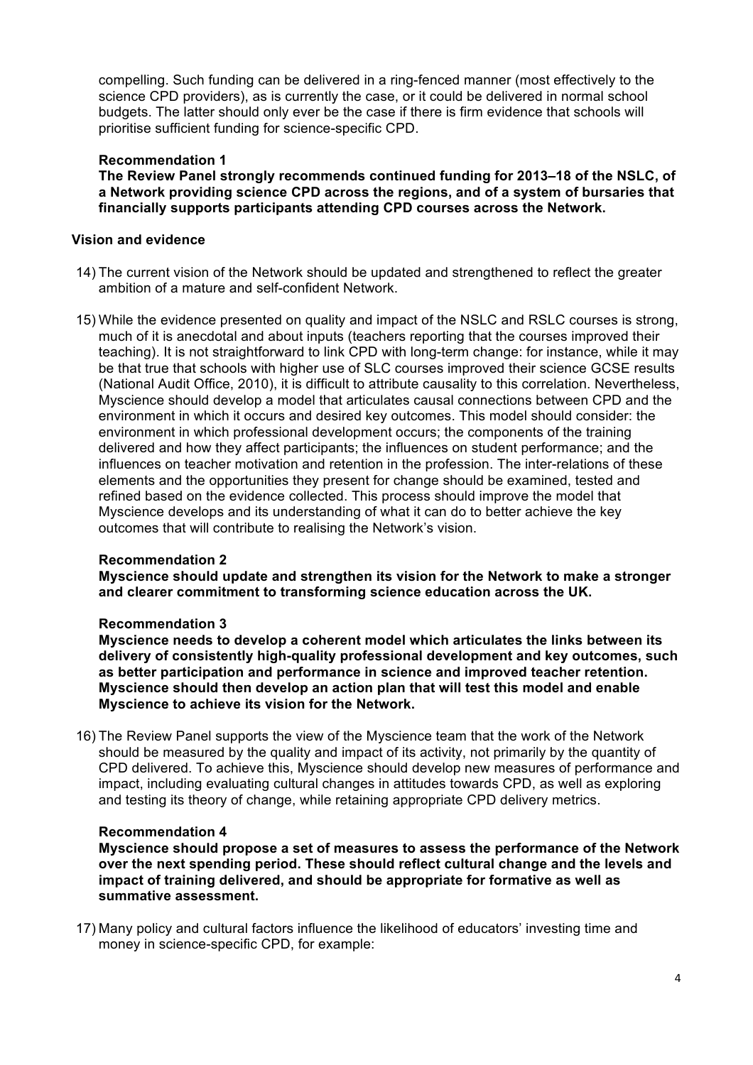compelling. Such funding can be delivered in a ring-fenced manner (most effectively to the science CPD providers), as is currently the case, or it could be delivered in normal school budgets. The latter should only ever be the case if there is firm evidence that schools will prioritise sufficient funding for science-specific CPD.

**Recommendation 1**
**The Review Panel strongly recommends continued funding for 2013–18 of the NSLC, of a Network providing science CPD across the regions, and of a system of bursaries that financially supports participants attending CPD courses across the Network.**

### Vision and evidence

14) The current vision of the Network should be updated and strengthened to reflect the greater ambition of a mature and self-confident Network.

15) While the evidence presented on quality and impact of the NSLC and RSLC courses is strong, much of it is anecdotal and about inputs (teachers reporting that the courses improved their teaching). It is not straightforward to link CPD with long-term change: for instance, while it may be that true that schools with higher use of SLC courses improved their science GCSE results (National Audit Office, 2010), it is difficult to attribute causality to this correlation. Nevertheless, Myscience should develop a model that articulates causal connections between CPD and the environment in which it occurs and desired key outcomes. This model should consider: the environment in which professional development occurs; the components of the training delivered and how they affect participants; the influences on student performance; and the influences on teacher motivation and retention in the profession. The inter-relations of these elements and the opportunities they present for change should be examined, tested and refined based on the evidence collected. This process should improve the model that Myscience develops and its understanding of what it can do to better achieve the key outcomes that will contribute to realising the Network's vision.

**Recommendation 2**
**Myscience should update and strengthen its vision for the Network to make a stronger and clearer commitment to transforming science education across the UK.**

**Recommendation 3**
**Myscience needs to develop a coherent model which articulates the links between its delivery of consistently high-quality professional development and key outcomes, such as better participation and performance in science and improved teacher retention. Myscience should then develop an action plan that will test this model and enable Myscience to achieve its vision for the Network.**

16) The Review Panel supports the view of the Myscience team that the work of the Network should be measured by the quality and impact of its activity, not primarily by the quantity of CPD delivered. To achieve this, Myscience should develop new measures of performance and impact, including evaluating cultural changes in attitudes towards CPD, as well as exploring and testing its theory of change, while retaining appropriate CPD delivery metrics.

**Recommendation 4**
**Myscience should propose a set of measures to assess the performance of the Network over the next spending period. These should reflect cultural change and the levels and impact of training delivered, and should be appropriate for formative as well as summative assessment.**

17) Many policy and cultural factors influence the likelihood of educators' investing time and money in science-specific CPD, for example: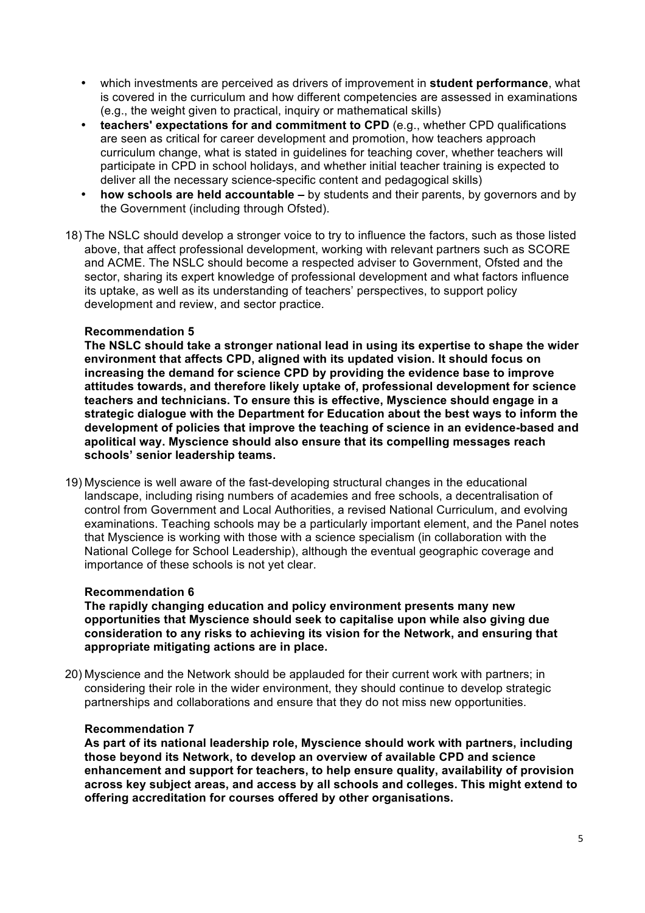- which investments are perceived as drivers of improvement in **student performance**, what is covered in the curriculum and how different competencies are assessed in examinations (e.g., the weight given to practical, inquiry or mathematical skills)
- **teachers' expectations for and commitment to CPD** (e.g., whether CPD qualifications are seen as critical for career development and promotion, how teachers approach curriculum change, what is stated in guidelines for teaching cover, whether teachers will participate in CPD in school holidays, and whether initial teacher training is expected to deliver all the necessary science-specific content and pedagogical skills)
- **how schools are held accountable –** by students and their parents, by governors and by the Government (including through Ofsted).

18) The NSLC should develop a stronger voice to try to influence the factors, such as those listed above, that affect professional development, working with relevant partners such as SCORE and ACME. The NSLC should become a respected adviser to Government, Ofsted and the sector, sharing its expert knowledge of professional development and what factors influence its uptake, as well as its understanding of teachers' perspectives, to support policy development and review, and sector practice.

**Recommendation 5**

**The NSLC should take a stronger national lead in using its expertise to shape the wider environment that affects CPD, aligned with its updated vision. It should focus on increasing the demand for science CPD by providing the evidence base to improve attitudes towards, and therefore likely uptake of, professional development for science teachers and technicians. To ensure this is effective, Myscience should engage in a strategic dialogue with the Department for Education about the best ways to inform the development of policies that improve the teaching of science in an evidence-based and apolitical way. Myscience should also ensure that its compelling messages reach schools' senior leadership teams.**

19) Myscience is well aware of the fast-developing structural changes in the educational landscape, including rising numbers of academies and free schools, a decentralisation of control from Government and Local Authorities, a revised National Curriculum, and evolving examinations. Teaching schools may be a particularly important element, and the Panel notes that Myscience is working with those with a science specialism (in collaboration with the National College for School Leadership), although the eventual geographic coverage and importance of these schools is not yet clear.

**Recommendation 6**

**The rapidly changing education and policy environment presents many new opportunities that Myscience should seek to capitalise upon while also giving due consideration to any risks to achieving its vision for the Network, and ensuring that appropriate mitigating actions are in place.**

20) Myscience and the Network should be applauded for their current work with partners; in considering their role in the wider environment, they should continue to develop strategic partnerships and collaborations and ensure that they do not miss new opportunities.

**Recommendation 7**

**As part of its national leadership role, Myscience should work with partners, including those beyond its Network, to develop an overview of available CPD and science enhancement and support for teachers, to help ensure quality, availability of provision across key subject areas, and access by all schools and colleges. This might extend to offering accreditation for courses offered by other organisations.**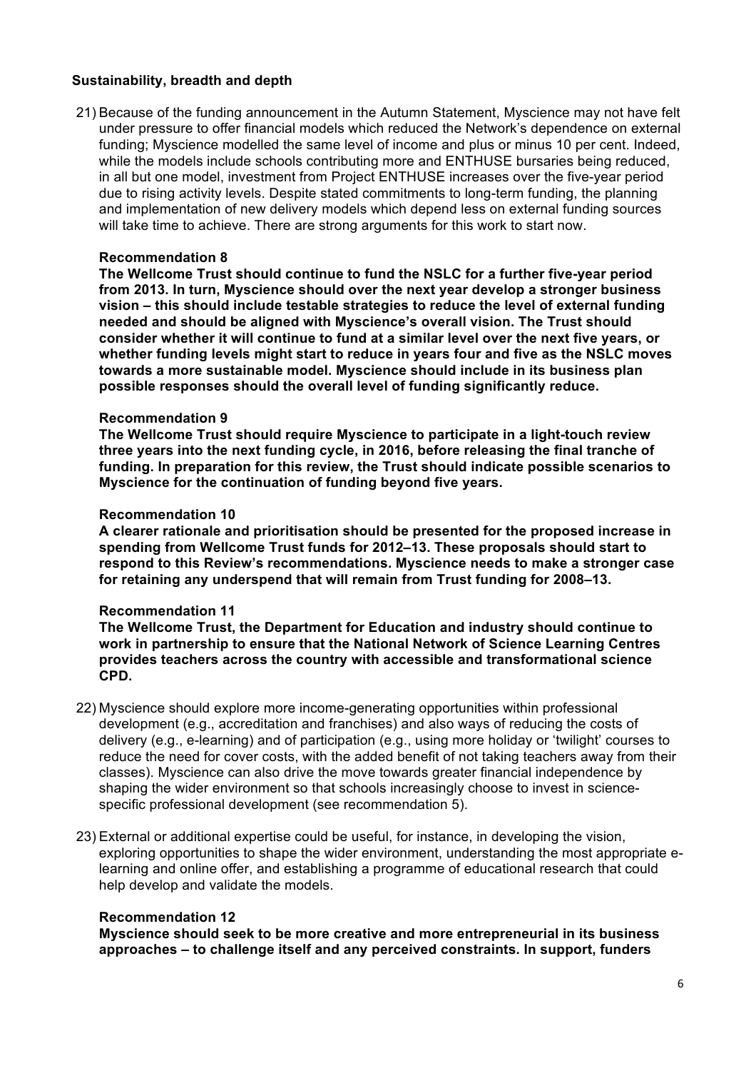### Sustainability, breadth and depth

21) Because of the funding announcement in the Autumn Statement, Myscience may not have felt under pressure to offer financial models which reduced the Network's dependence on external funding; Myscience modelled the same level of income and plus or minus 10 per cent. Indeed, while the models include schools contributing more and ENTHUSE bursaries being reduced, in all but one model, investment from Project ENTHUSE increases over the five-year period due to rising activity levels. Despite stated commitments to long-term funding, the planning and implementation of new delivery models which depend less on external funding sources will take time to achieve. There are strong arguments for this work to start now.

**Recommendation 8**

**The Wellcome Trust should continue to fund the NSLC for a further five-year period from 2013. In turn, Myscience should over the next year develop a stronger business vision – this should include testable strategies to reduce the level of external funding needed and should be aligned with Myscience's overall vision. The Trust should consider whether it will continue to fund at a similar level over the next five years, or whether funding levels might start to reduce in years four and five as the NSLC moves towards a more sustainable model. Myscience should include in its business plan possible responses should the overall level of funding significantly reduce.**

**Recommendation 9**

**The Wellcome Trust should require Myscience to participate in a light-touch review three years into the next funding cycle, in 2016, before releasing the final tranche of funding. In preparation for this review, the Trust should indicate possible scenarios to Myscience for the continuation of funding beyond five years.**

**Recommendation 10**

**A clearer rationale and prioritisation should be presented for the proposed increase in spending from Wellcome Trust funds for 2012–13. These proposals should start to respond to this Review's recommendations. Myscience needs to make a stronger case for retaining any underspend that will remain from Trust funding for 2008–13.**

**Recommendation 11**

**The Wellcome Trust, the Department for Education and industry should continue to work in partnership to ensure that the National Network of Science Learning Centres provides teachers across the country with accessible and transformational science CPD.**

22) Myscience should explore more income-generating opportunities within professional development (e.g., accreditation and franchises) and also ways of reducing the costs of delivery (e.g., e-learning) and of participation (e.g., using more holiday or 'twilight' courses to reduce the need for cover costs, with the added benefit of not taking teachers away from their classes). Myscience can also drive the move towards greater financial independence by shaping the wider environment so that schools increasingly choose to invest in science-specific professional development (see recommendation 5).

23) External or additional expertise could be useful, for instance, in developing the vision, exploring opportunities to shape the wider environment, understanding the most appropriate e-learning and online offer, and establishing a programme of educational research that could help develop and validate the models.

**Recommendation 12**

**Myscience should seek to be more creative and more entrepreneurial in its business approaches – to challenge itself and any perceived constraints. In support, funders**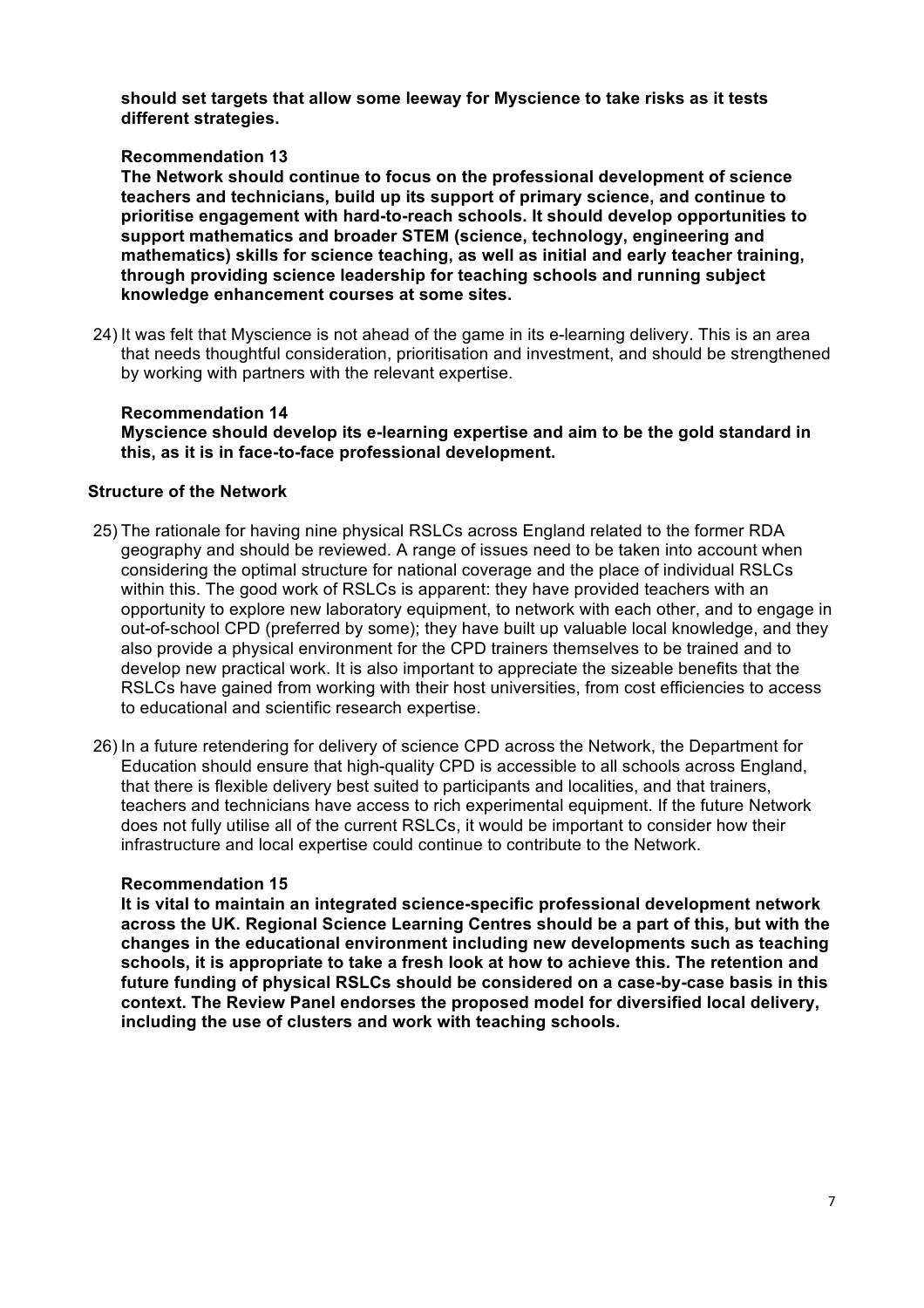**should set targets that allow some leeway for Myscience to take risks as it tests different strategies.**

**Recommendation 13**

**The Network should continue to focus on the professional development of science teachers and technicians, build up its support of primary science, and continue to prioritise engagement with hard-to-reach schools. It should develop opportunities to support mathematics and broader STEM (science, technology, engineering and mathematics) skills for science teaching, as well as initial and early teacher training, through providing science leadership for teaching schools and running subject knowledge enhancement courses at some sites.**

24) It was felt that Myscience is not ahead of the game in its e-learning delivery. This is an area that needs thoughtful consideration, prioritisation and investment, and should be strengthened by working with partners with the relevant expertise.

**Recommendation 14**

**Myscience should develop its e-learning expertise and aim to be the gold standard in this, as it is in face-to-face professional development.**

### Structure of the Network

25) The rationale for having nine physical RSLCs across England related to the former RDA geography and should be reviewed. A range of issues need to be taken into account when considering the optimal structure for national coverage and the place of individual RSLCs within this. The good work of RSLCs is apparent: they have provided teachers with an opportunity to explore new laboratory equipment, to network with each other, and to engage in out-of-school CPD (preferred by some); they have built up valuable local knowledge, and they also provide a physical environment for the CPD trainers themselves to be trained and to develop new practical work. It is also important to appreciate the sizeable benefits that the RSLCs have gained from working with their host universities, from cost efficiencies to access to educational and scientific research expertise.

26) In a future retendering for delivery of science CPD across the Network, the Department for Education should ensure that high-quality CPD is accessible to all schools across England, that there is flexible delivery best suited to participants and localities, and that trainers, teachers and technicians have access to rich experimental equipment. If the future Network does not fully utilise all of the current RSLCs, it would be important to consider how their infrastructure and local expertise could continue to contribute to the Network.

**Recommendation 15**

**It is vital to maintain an integrated science-specific professional development network across the UK. Regional Science Learning Centres should be a part of this, but with the changes in the educational environment including new developments such as teaching schools, it is appropriate to take a fresh look at how to achieve this. The retention and future funding of physical RSLCs should be considered on a case-by-case basis in this context. The Review Panel endorses the proposed model for diversified local delivery, including the use of clusters and work with teaching schools.**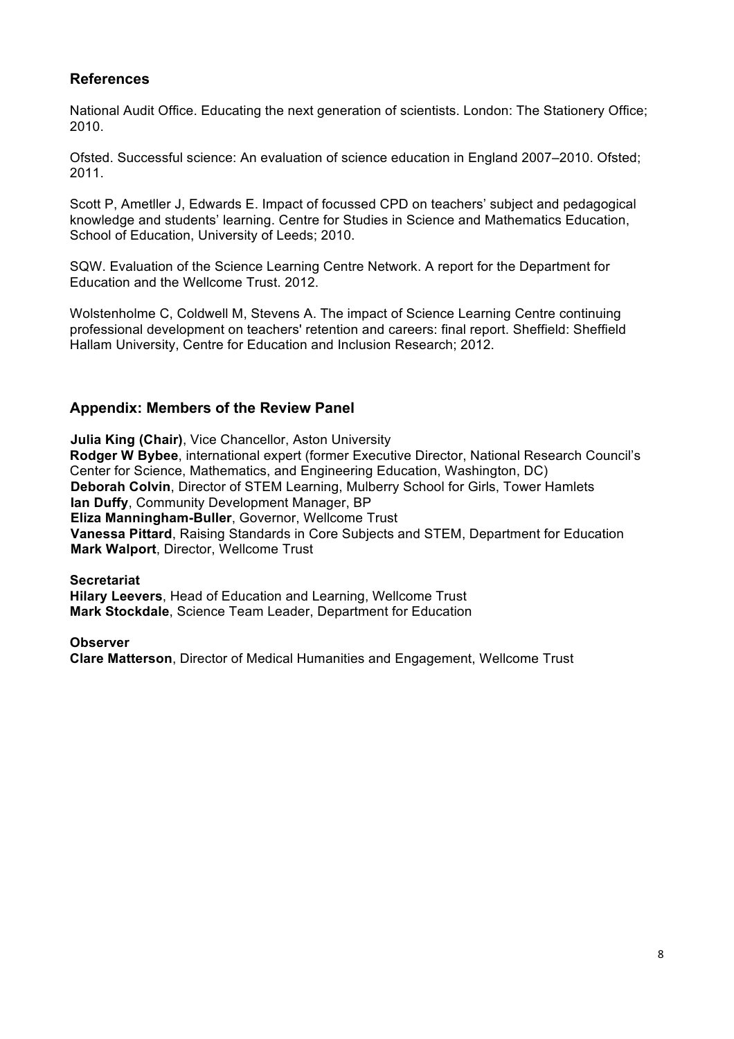## References

National Audit Office. Educating the next generation of scientists. London: The Stationery Office; 2010.

Ofsted. Successful science: An evaluation of science education in England 2007–2010. Ofsted; 2011.

Scott P, Ametller J, Edwards E. Impact of focussed CPD on teachers' subject and pedagogical knowledge and students' learning. Centre for Studies in Science and Mathematics Education, School of Education, University of Leeds; 2010.

SQW. Evaluation of the Science Learning Centre Network. A report for the Department for Education and the Wellcome Trust. 2012.

Wolstenholme C, Coldwell M, Stevens A. The impact of Science Learning Centre continuing professional development on teachers' retention and careers: final report. Sheffield: Sheffield Hallam University, Centre for Education and Inclusion Research; 2012.

## Appendix: Members of the Review Panel

**Julia King (Chair)**, Vice Chancellor, Aston University
**Rodger W Bybee**, international expert (former Executive Director, National Research Council's Center for Science, Mathematics, and Engineering Education, Washington, DC)
**Deborah Colvin**, Director of STEM Learning, Mulberry School for Girls, Tower Hamlets
**Ian Duffy**, Community Development Manager, BP
**Eliza Manningham-Buller**, Governor, Wellcome Trust
**Vanessa Pittard**, Raising Standards in Core Subjects and STEM, Department for Education
**Mark Walport**, Director, Wellcome Trust

**Secretariat**
**Hilary Leevers**, Head of Education and Learning, Wellcome Trust
**Mark Stockdale**, Science Team Leader, Department for Education

**Observer**
**Clare Matterson**, Director of Medical Humanities and Engagement, Wellcome Trust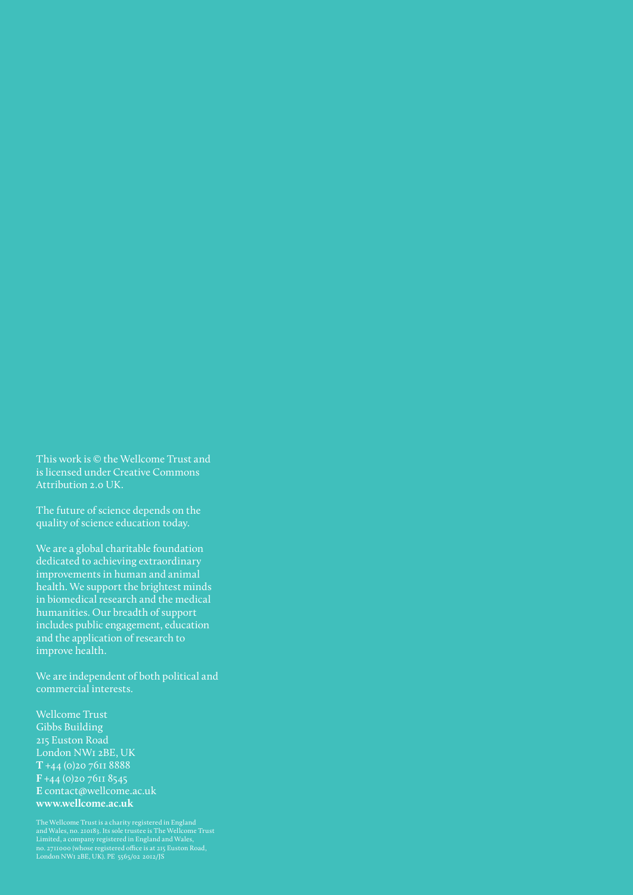This work is © the Wellcome Trust and is licensed under Creative Commons Attribution 2.0 UK.

The future of science depends on the quality of science education today.

We are a global charitable foundation dedicated to achieving extraordinary improvements in human and animal health. We support the brightest minds in biomedical research and the medical humanities. Our breadth of support includes public engagement, education and the application of research to improve health.

We are independent of both political and commercial interests.

Wellcome Trust
Gibbs Building
215 Euston Road
London NW1 2BE, UK
**T** +44 (0)20 7611 8888
**F** +44 (0)20 7611 8545
**E** contact@wellcome.ac.uk
**www.wellcome.ac.uk**

The Wellcome Trust is a charity registered in England and Wales, no. 210183. Its sole trustee is The Wellcome Trust Limited, a company registered in England and Wales, no. 2711000 (whose registered office is at 215 Euston Road, London NW1 2BE, UK). PE 5565/02 2012/JS